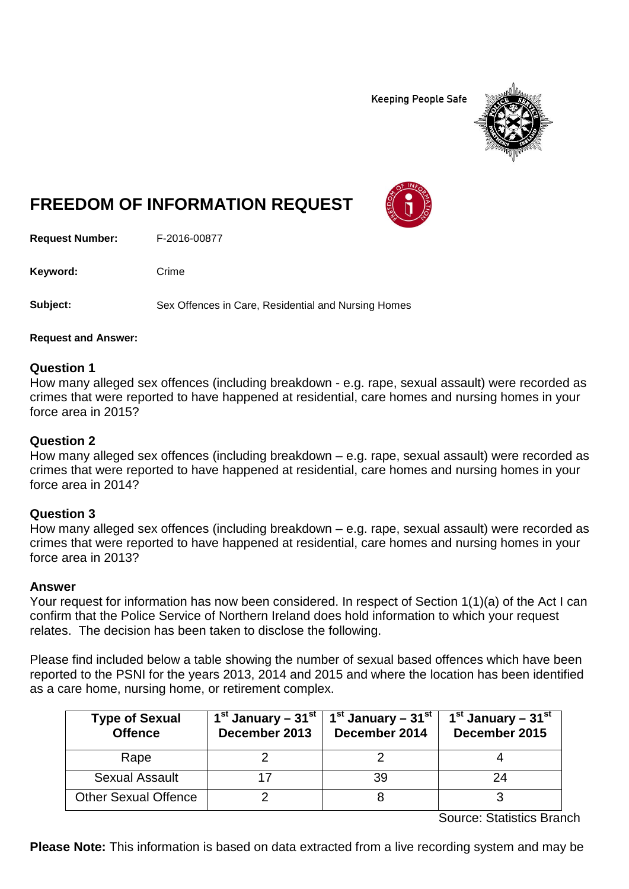Keeping People Safe

# FREEDOM OF INFORMATION REQUEST

**Request Number:** F-2016-00877

**Keyword:** Crime

**Subject:** Sex Offences in Care, Residential and Nursing Homes

**Request and Answer:**

### Question 1

How many alleged sex offences (including breakdown - e.g. rape, sexual assault) were recorded as crimes that were reported to have happened at residential, care homes and nursing homes in your force area in 2015?

### Question 2

How many alleged sex offences (including breakdown – e.g. rape, sexual assault) were recorded as crimes that were reported to have happened at residential, care homes and nursing homes in your force area in 2014?

### Question 3

How many alleged sex offences (including breakdown – e.g. rape, sexual assault) were recorded as crimes that were reported to have happened at residential, care homes and nursing homes in your force area in 2013?

### Answer

Your request for information has now been considered. In respect of Section 1(1)(a) of the Act I can confirm that the Police Service of Northern Ireland does hold information to which your request relates. The decision has been taken to disclose the following.

Please find included below a table showing the number of sexual based offences which have been reported to the PSNI for the years 2013, 2014 and 2015 and where the location has been identified as a care home, nursing home, or retirement complex.

| Type of Sexual Offence | 1st January – 31st December 2013 | 1st January – 31st December 2014 | 1st January – 31st December 2015 |
|---|---|---|---|
| Rape | 2 | 2 | 4 |
| Sexual Assault | 17 | 39 | 24 |
| Other Sexual Offence | 2 | 8 | 3 |

Source: Statistics Branch

**Please Note:** This information is based on data extracted from a live recording system and may be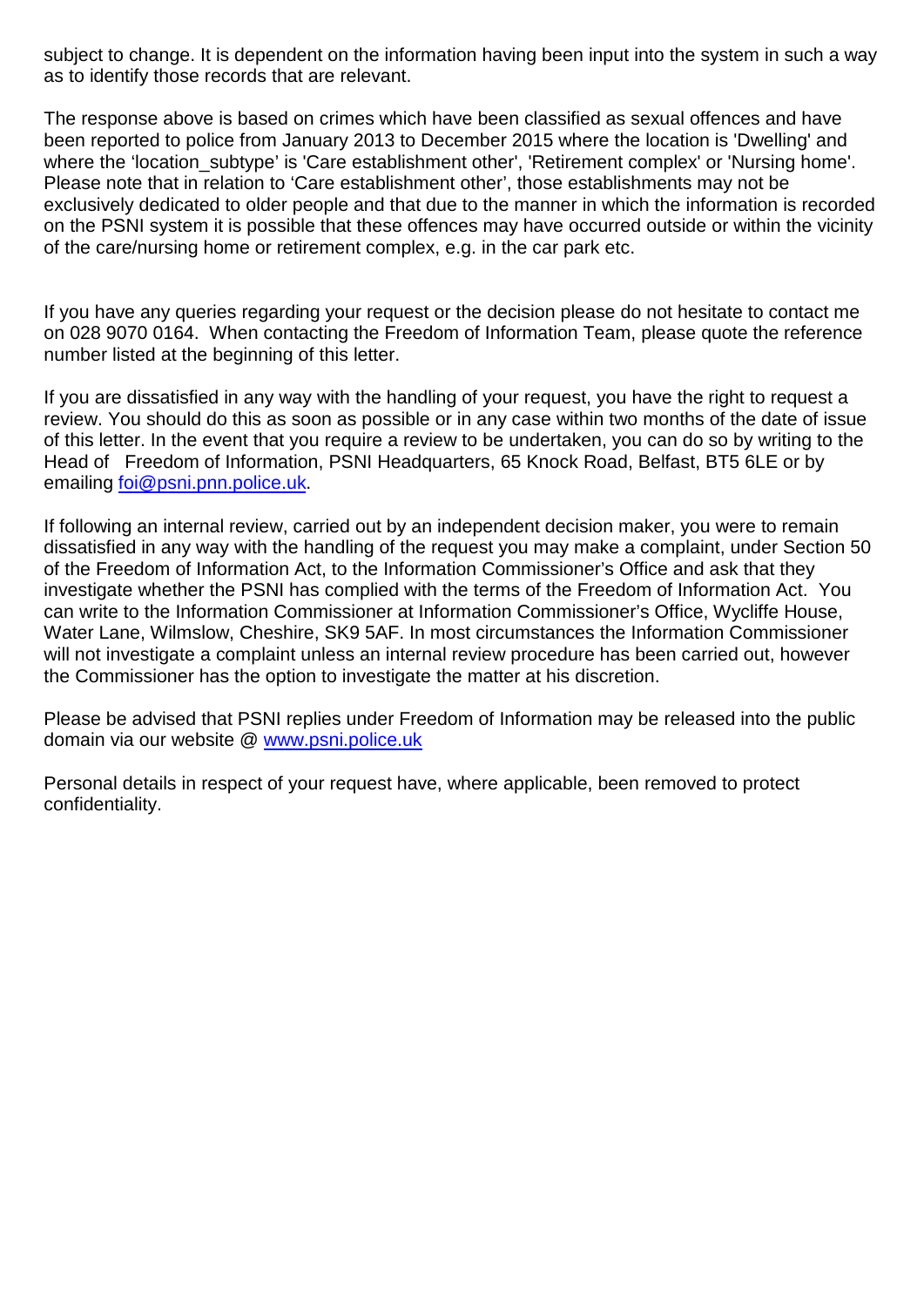subject to change. It is dependent on the information having been input into the system in such a way as to identify those records that are relevant.

The response above is based on crimes which have been classified as sexual offences and have been reported to police from January 2013 to December 2015 where the location is 'Dwelling' and where the 'location_subtype' is 'Care establishment other', 'Retirement complex' or 'Nursing home'. Please note that in relation to 'Care establishment other', those establishments may not be exclusively dedicated to older people and that due to the manner in which the information is recorded on the PSNI system it is possible that these offences may have occurred outside or within the vicinity of the care/nursing home or retirement complex, e.g. in the car park etc.

If you have any queries regarding your request or the decision please do not hesitate to contact me on 028 9070 0164. When contacting the Freedom of Information Team, please quote the reference number listed at the beginning of this letter.

If you are dissatisfied in any way with the handling of your request, you have the right to request a review. You should do this as soon as possible or in any case within two months of the date of issue of this letter. In the event that you require a review to be undertaken, you can do so by writing to the Head of Freedom of Information, PSNI Headquarters, 65 Knock Road, Belfast, BT5 6LE or by emailing [foi@psni.pnn.police.uk](mailto:foi@psni.pnn.police.uk).

If following an internal review, carried out by an independent decision maker, you were to remain dissatisfied in any way with the handling of the request you may make a complaint, under Section 50 of the Freedom of Information Act, to the Information Commissioner's Office and ask that they investigate whether the PSNI has complied with the terms of the Freedom of Information Act. You can write to the Information Commissioner at Information Commissioner's Office, Wycliffe House, Water Lane, Wilmslow, Cheshire, SK9 5AF. In most circumstances the Information Commissioner will not investigate a complaint unless an internal review procedure has been carried out, however the Commissioner has the option to investigate the matter at his discretion.

Please be advised that PSNI replies under Freedom of Information may be released into the public domain via our website @ [www.psni.police.uk](http://www.psni.police.uk)

Personal details in respect of your request have, where applicable, been removed to protect confidentiality.